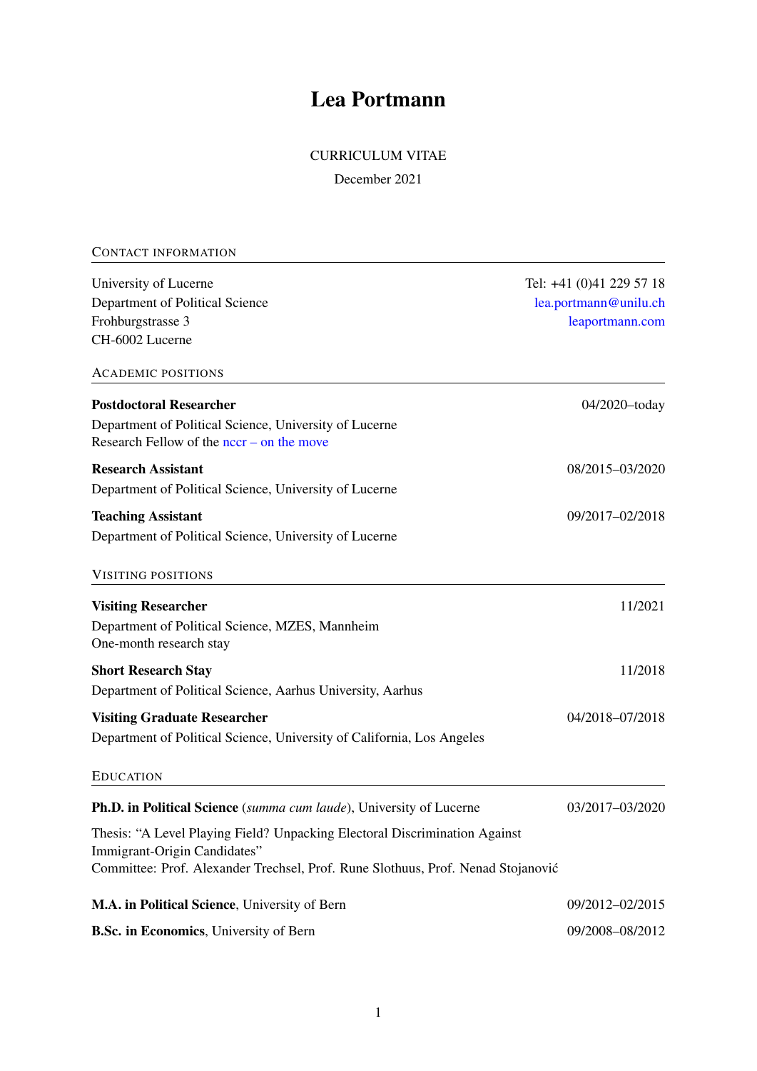# Lea Portmann

CURRICULUM VITAE

December 2021

## Contact information

University of Lucerne
Department of Political Science
Frohburgstrasse 3
CH-6002 Lucerne

Tel: +41 (0)41 229 57 18
lea.portmann@unilu.ch
leaportmann.com

## Academic positions

**Postdoctoral Researcher** — 04/2020–today
Department of Political Science, University of Lucerne
Research Fellow of the nccr – on the move

**Research Assistant** — 08/2015–03/2020
Department of Political Science, University of Lucerne

**Teaching Assistant** — 09/2017–02/2018
Department of Political Science, University of Lucerne

## Visiting positions

**Visiting Researcher** — 11/2021
Department of Political Science, MZES, Mannheim
One-month research stay

**Short Research Stay** — 11/2018
Department of Political Science, Aarhus University, Aarhus

**Visiting Graduate Researcher** — 04/2018–07/2018
Department of Political Science, University of California, Los Angeles

## Education

**Ph.D. in Political Science** (*summa cum laude*), University of Lucerne — 03/2017–03/2020

Thesis: "A Level Playing Field? Unpacking Electoral Discrimination Against Immigrant-Origin Candidates"
Committee: Prof. Alexander Trechsel, Prof. Rune Slothuus, Prof. Nenad Stojanović

**M.A. in Political Science**, University of Bern — 09/2012–02/2015

**B.Sc. in Economics**, University of Bern — 09/2008–08/2012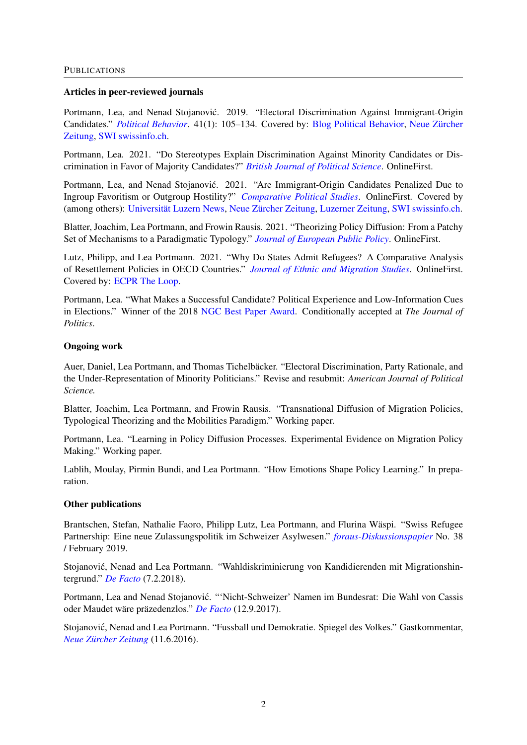## Publications

### Articles in peer-reviewed journals

Portmann, Lea, and Nenad Stojanović. 2019. "Electoral Discrimination Against Immigrant-Origin Candidates." *Political Behavior*. 41(1): 105–134. Covered by: Blog Political Behavior, Neue Zürcher Zeitung, SWI swissinfo.ch.

Portmann, Lea. 2021. "Do Stereotypes Explain Discrimination Against Minority Candidates or Discrimination in Favor of Majority Candidates?" *British Journal of Political Science*. OnlineFirst.

Portmann, Lea, and Nenad Stojanović. 2021. "Are Immigrant-Origin Candidates Penalized Due to Ingroup Favoritism or Outgroup Hostility?" *Comparative Political Studies*. OnlineFirst. Covered by (among others): Universität Luzern News, Neue Zürcher Zeitung, Luzerner Zeitung, SWI swissinfo.ch.

Blatter, Joachim, Lea Portmann, and Frowin Rausis. 2021. "Theorizing Policy Diffusion: From a Patchy Set of Mechanisms to a Paradigmatic Typology." *Journal of European Public Policy*. OnlineFirst.

Lutz, Philipp, and Lea Portmann. 2021. "Why Do States Admit Refugees? A Comparative Analysis of Resettlement Policies in OECD Countries." *Journal of Ethnic and Migration Studies*. OnlineFirst. Covered by: ECPR The Loop.

Portmann, Lea. "What Makes a Successful Candidate? Political Experience and Low-Information Cues in Elections." Winner of the 2018 NGC Best Paper Award. Conditionally accepted at *The Journal of Politics*.

### Ongoing work

Auer, Daniel, Lea Portmann, and Thomas Tichelbäcker. "Electoral Discrimination, Party Rationale, and the Under-Representation of Minority Politicians." Revise and resubmit: *American Journal of Political Science.*

Blatter, Joachim, Lea Portmann, and Frowin Rausis. "Transnational Diffusion of Migration Policies, Typological Theorizing and the Mobilities Paradigm." Working paper.

Portmann, Lea. "Learning in Policy Diffusion Processes. Experimental Evidence on Migration Policy Making." Working paper.

Lablih, Moulay, Pirmin Bundi, and Lea Portmann. "How Emotions Shape Policy Learning." In preparation.

### Other publications

Brantschen, Stefan, Nathalie Faoro, Philipp Lutz, Lea Portmann, and Flurina Wäspi. "Swiss Refugee Partnership: Eine neue Zulassungspolitik im Schweizer Asylwesen." *foraus-Diskussionspapier* No. 38 / February 2019.

Stojanović, Nenad and Lea Portmann. "Wahldiskriminierung von Kandidierenden mit Migrationshintergrund." *De Facto* (7.2.2018).

Portmann, Lea and Nenad Stojanović. "'Nicht-Schweizer' Namen im Bundesrat: Die Wahl von Cassis oder Maudet wäre präzedenzlos." *De Facto* (12.9.2017).

Stojanović, Nenad and Lea Portmann. "Fussball und Demokratie. Spiegel des Volkes." Gastkommentar, *Neue Zürcher Zeitung* (11.6.2016).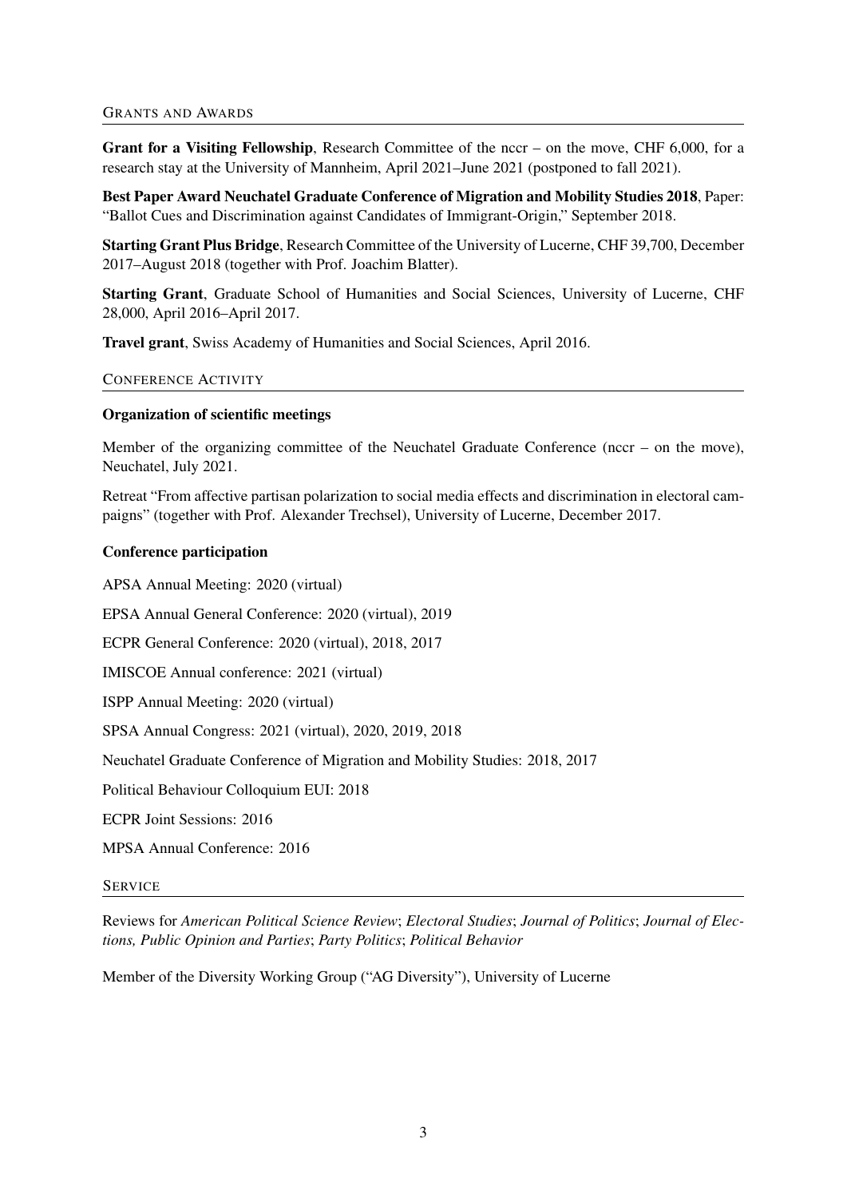## Grants and Awards

**Grant for a Visiting Fellowship**, Research Committee of the nccr – on the move, CHF 6,000, for a research stay at the University of Mannheim, April 2021–June 2021 (postponed to fall 2021).

**Best Paper Award Neuchatel Graduate Conference of Migration and Mobility Studies 2018**, Paper: "Ballot Cues and Discrimination against Candidates of Immigrant-Origin," September 2018.

**Starting Grant Plus Bridge**, Research Committee of the University of Lucerne, CHF 39,700, December 2017–August 2018 (together with Prof. Joachim Blatter).

**Starting Grant**, Graduate School of Humanities and Social Sciences, University of Lucerne, CHF 28,000, April 2016–April 2017.

**Travel grant**, Swiss Academy of Humanities and Social Sciences, April 2016.

## Conference Activity

### Organization of scientific meetings

Member of the organizing committee of the Neuchatel Graduate Conference (nccr – on the move), Neuchatel, July 2021.

Retreat "From affective partisan polarization to social media effects and discrimination in electoral campaigns" (together with Prof. Alexander Trechsel), University of Lucerne, December 2017.

### Conference participation

APSA Annual Meeting: 2020 (virtual)

EPSA Annual General Conference: 2020 (virtual), 2019

ECPR General Conference: 2020 (virtual), 2018, 2017

IMISCOE Annual conference: 2021 (virtual)

ISPP Annual Meeting: 2020 (virtual)

SPSA Annual Congress: 2021 (virtual), 2020, 2019, 2018

Neuchatel Graduate Conference of Migration and Mobility Studies: 2018, 2017

Political Behaviour Colloquium EUI: 2018

ECPR Joint Sessions: 2016

MPSA Annual Conference: 2016

## Service

Reviews for *American Political Science Review*; *Electoral Studies*; *Journal of Politics*; *Journal of Elections, Public Opinion and Parties*; *Party Politics*; *Political Behavior*

Member of the Diversity Working Group ("AG Diversity"), University of Lucerne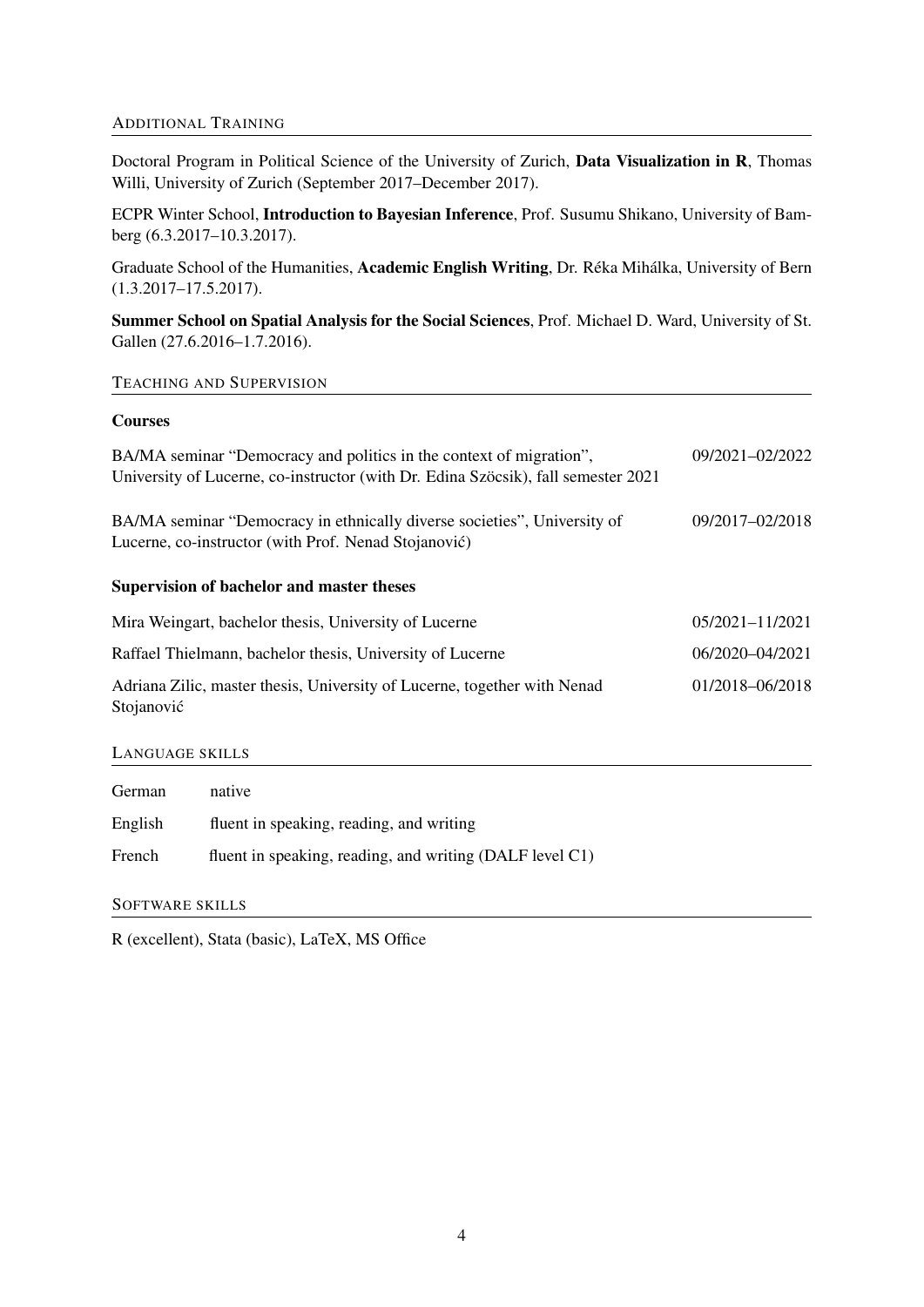## Additional Training

Doctoral Program in Political Science of the University of Zurich, **Data Visualization in R**, Thomas Willi, University of Zurich (September 2017–December 2017).

ECPR Winter School, **Introduction to Bayesian Inference**, Prof. Susumu Shikano, University of Bamberg (6.3.2017–10.3.2017).

Graduate School of the Humanities, **Academic English Writing**, Dr. Réka Mihálka, University of Bern (1.3.2017–17.5.2017).

**Summer School on Spatial Analysis for the Social Sciences**, Prof. Michael D. Ward, University of St. Gallen (27.6.2016–1.7.2016).

## Teaching and Supervision

### Courses

| | |
|---|---|
| BA/MA seminar "Democracy and politics in the context of migration", University of Lucerne, co-instructor (with Dr. Edina Szöcsik), fall semester 2021 | 09/2021–02/2022 |
| BA/MA seminar "Democracy in ethnically diverse societies", University of Lucerne, co-instructor (with Prof. Nenad Stojanović) | 09/2017–02/2018 |

### Supervision of bachelor and master theses

| | |
|---|---|
| Mira Weingart, bachelor thesis, University of Lucerne | 05/2021–11/2021 |
| Raffael Thielmann, bachelor thesis, University of Lucerne | 06/2020–04/2021 |
| Adriana Zilic, master thesis, University of Lucerne, together with Nenad Stojanović | 01/2018–06/2018 |

## Language Skills

| | |
|---|---|
| German | native |
| English | fluent in speaking, reading, and writing |
| French | fluent in speaking, reading, and writing (DALF level C1) |

## Software Skills

R (excellent), Stata (basic), LaTeX, MS Office